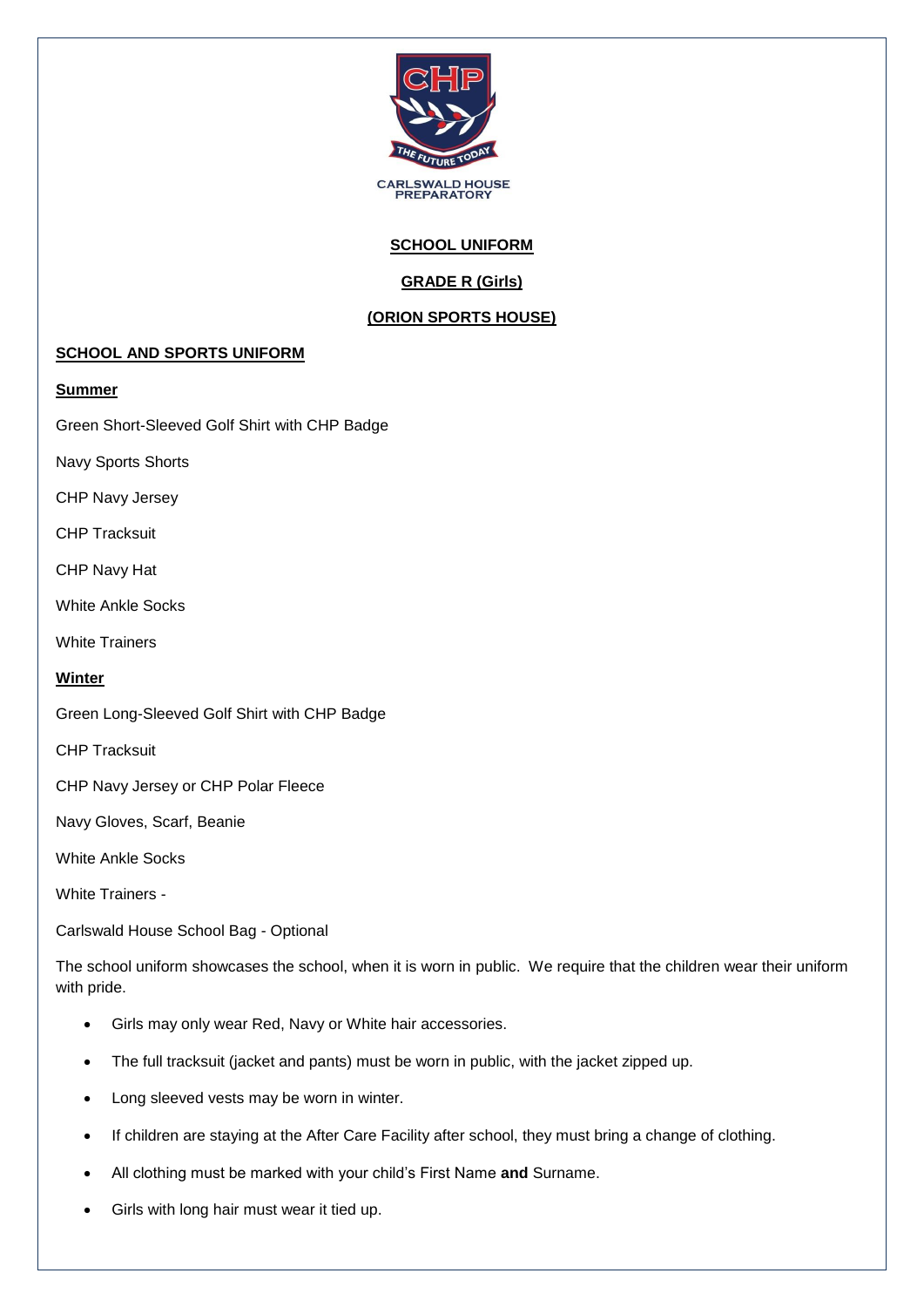CHP

THE FUTURE TODAY

CARLSWALD HOUSE PREPARATORY

# SCHOOL UNIFORM

## GRADE R (Girls)

## (ORION SPORTS HOUSE)

### SCHOOL AND SPORTS UNIFORM

**Summer**

Green Short-Sleeved Golf Shirt with CHP Badge

Navy Sports Shorts

CHP Navy Jersey

CHP Tracksuit

CHP Navy Hat

White Ankle Socks

White Trainers

**Winter**

Green Long-Sleeved Golf Shirt with CHP Badge

CHP Tracksuit

CHP Navy Jersey or CHP Polar Fleece

Navy Gloves, Scarf, Beanie

White Ankle Socks

White Trainers -

Carlswald House School Bag - Optional

The school uniform showcases the school, when it is worn in public. We require that the children wear their uniform with pride.

- Girls may only wear Red, Navy or White hair accessories.
- The full tracksuit (jacket and pants) must be worn in public, with the jacket zipped up.
- Long sleeved vests may be worn in winter.
- If children are staying at the After Care Facility after school, they must bring a change of clothing.
- All clothing must be marked with your child's First Name **and** Surname.
- Girls with long hair must wear it tied up.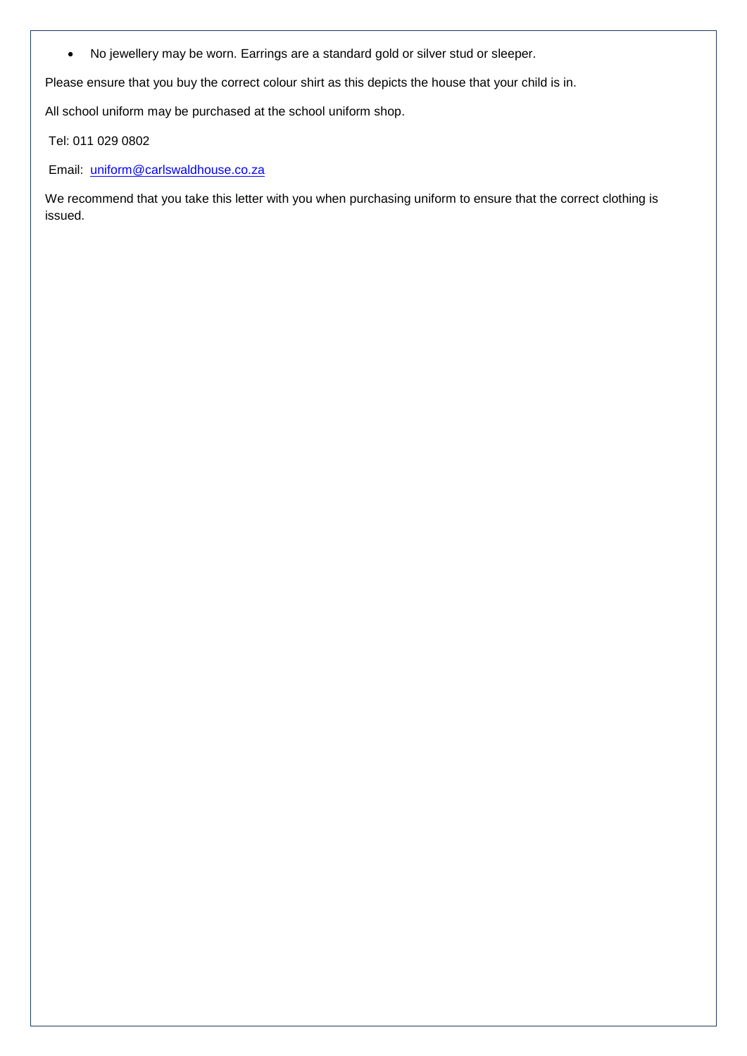- No jewellery may be worn. Earrings are a standard gold or silver stud or sleeper.

Please ensure that you buy the correct colour shirt as this depicts the house that your child is in.

All school uniform may be purchased at the school uniform shop.

Tel: 011 029 0802

Email: uniform@carlswaldhouse.co.za

We recommend that you take this letter with you when purchasing uniform to ensure that the correct clothing is issued.